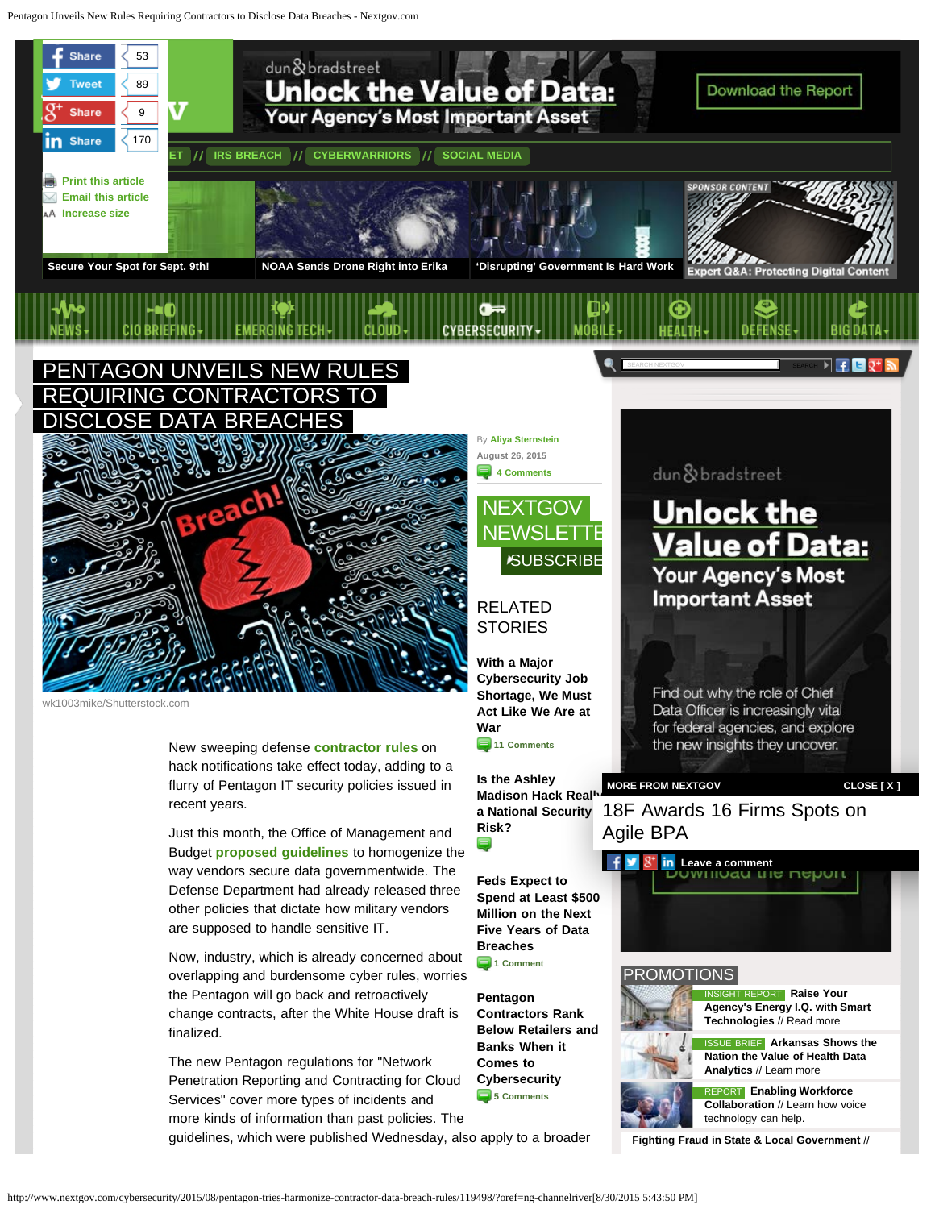# PENTAGON UNVEILS NEW RULES REQUIRING CONTRACTORS TO DISCLOSE DATA BREACHES

wk1003mike/Shutterstock.com

By Aliya Sternstein
August 26, 2015
4 Comments

New sweeping defense **contractor rules** on hack notifications take effect today, adding to a flurry of Pentagon IT security policies issued in recent years.

Just this month, the Office of Management and Budget **proposed guidelines** to homogenize the way vendors secure data governmentwide. The Defense Department had already released three other policies that dictate how military vendors are supposed to handle sensitive IT.

Now, industry, which is already concerned about overlapping and burdensome cyber rules, worries the Pentagon will go back and retroactively change contracts, after the White House draft is finalized.

The new Pentagon regulations for "Network Penetration Reporting and Contracting for Cloud Services" cover more types of incidents and more kinds of information than past policies. The guidelines, which were published Wednesday, also apply to a broader

## RELATED STORIES

**With a Major Cybersecurity Job Shortage, We Must Act Like We Are at War**
11 Comments

**Is the Ashley Madison Hack Really a National Security Risk?**

**Feds Expect to Spend at Least $500 Million on the Next Five Years of Data Breaches**
1 Comment

**Pentagon Contractors Rank Below Retailers and Banks When it Comes to Cybersecurity**
5 Comments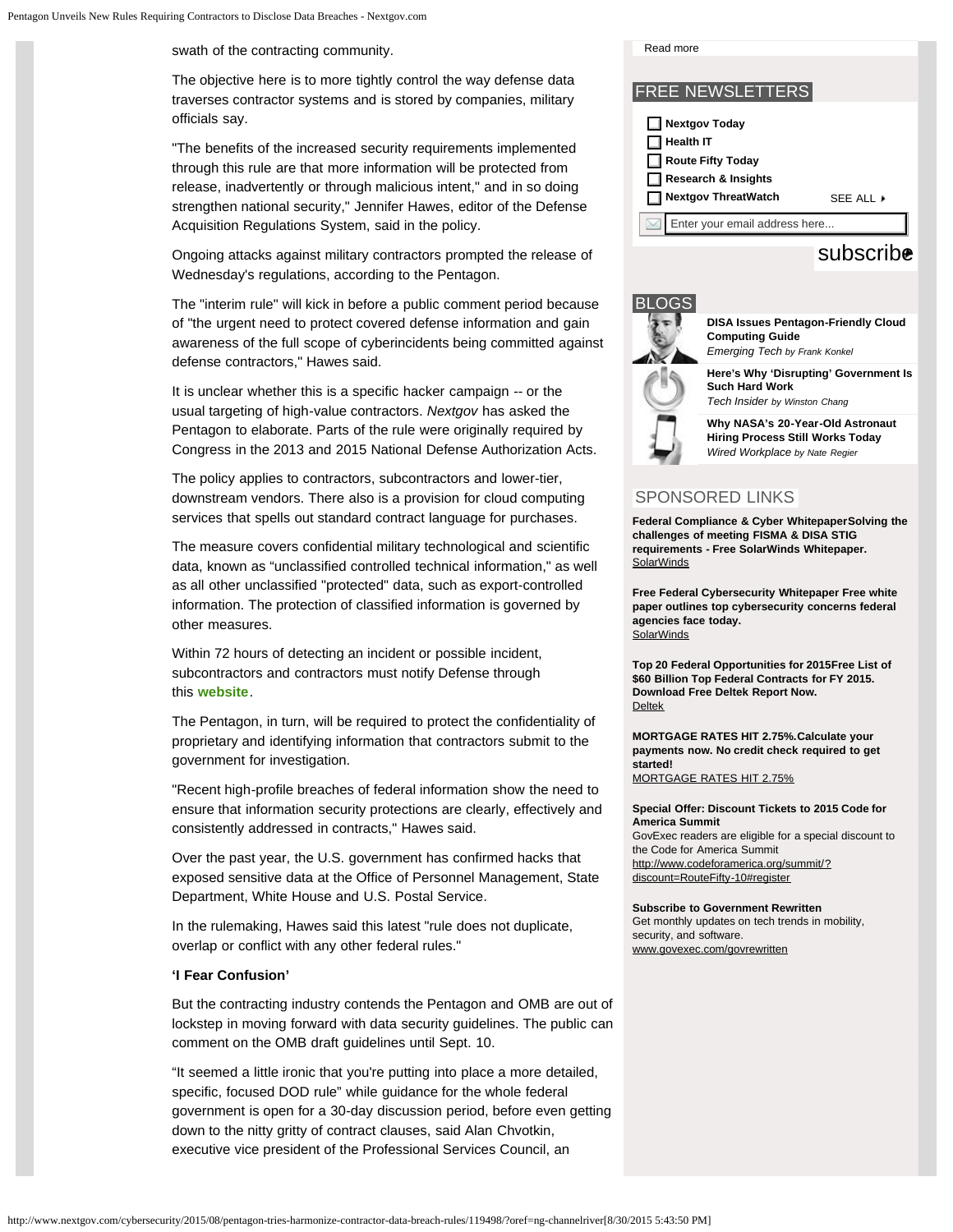swath of the contracting community.

The objective here is to more tightly control the way defense data traverses contractor systems and is stored by companies, military officials say.

"The benefits of the increased security requirements implemented through this rule are that more information will be protected from release, inadvertently or through malicious intent," and in so doing strengthen national security," Jennifer Hawes, editor of the Defense Acquisition Regulations System, said in the policy.

Ongoing attacks against military contractors prompted the release of Wednesday's regulations, according to the Pentagon.

The "interim rule" will kick in before a public comment period because of "the urgent need to protect covered defense information and gain awareness of the full scope of cyberincidents being committed against defense contractors," Hawes said.

It is unclear whether this is a specific hacker campaign -- or the usual targeting of high-value contractors. *Nextgov* has asked the Pentagon to elaborate. Parts of the rule were originally required by Congress in the 2013 and 2015 National Defense Authorization Acts.

The policy applies to contractors, subcontractors and lower-tier, downstream vendors. There also is a provision for cloud computing services that spells out standard contract language for purchases.

The measure covers confidential military technological and scientific data, known as "unclassified controlled technical information," as well as all other unclassified "protected" data, such as export-controlled information. The protection of classified information is governed by other measures.

Within 72 hours of detecting an incident or possible incident, subcontractors and contractors must notify Defense through this **website**.

The Pentagon, in turn, will be required to protect the confidentiality of proprietary and identifying information that contractors submit to the government for investigation.

"Recent high-profile breaches of federal information show the need to ensure that information security protections are clearly, effectively and consistently addressed in contracts," Hawes said.

Over the past year, the U.S. government has confirmed hacks that exposed sensitive data at the Office of Personnel Management, State Department, White House and U.S. Postal Service.

In the rulemaking, Hawes said this latest "rule does not duplicate, overlap or conflict with any other federal rules."

**'I Fear Confusion'**

But the contracting industry contends the Pentagon and OMB are out of lockstep in moving forward with data security guidelines. The public can comment on the OMB draft guidelines until Sept. 10.

"It seemed a little ironic that you're putting into place a more detailed, specific, focused DOD rule" while guidance for the whole federal government is open for a 30-day discussion period, before even getting down to the nitty gritty of contract clauses, said Alan Chvotkin, executive vice president of the Professional Services Council, an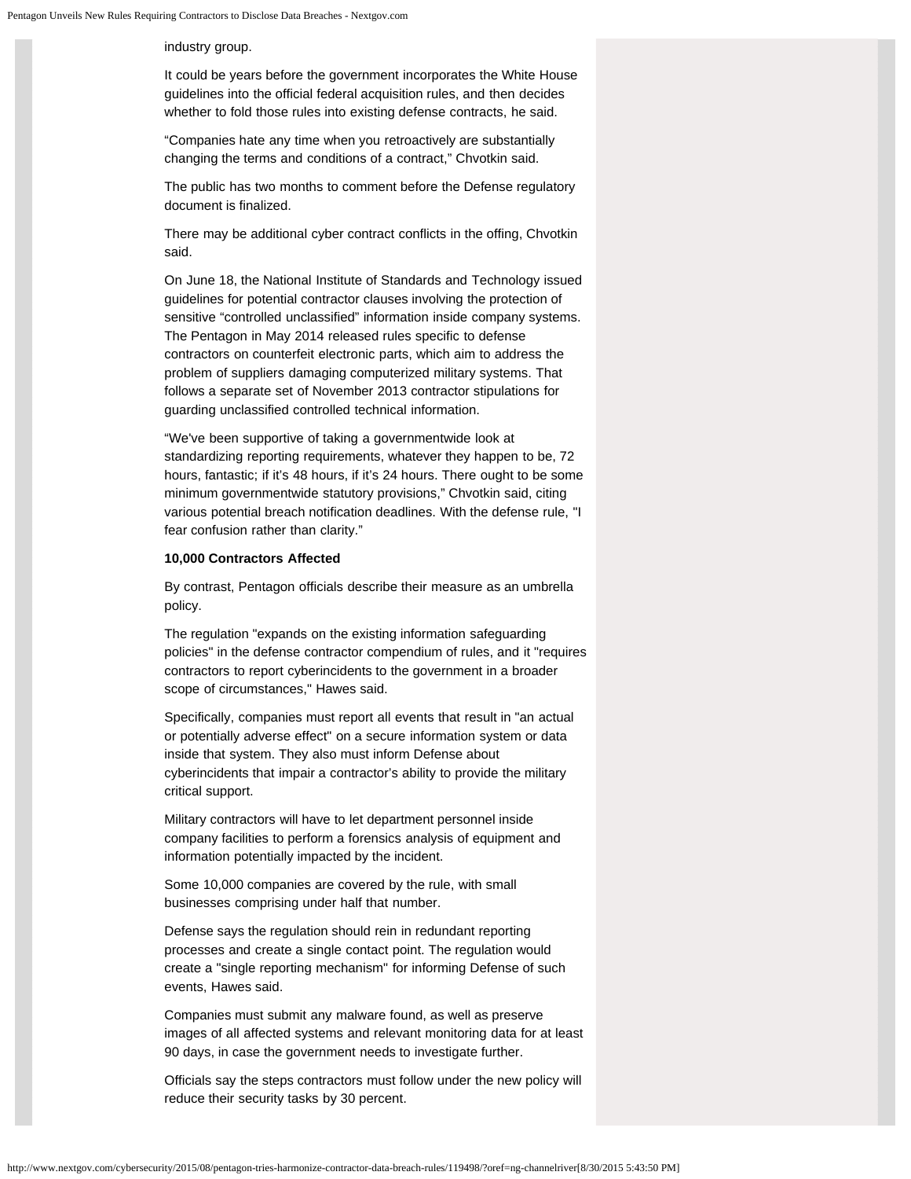industry group.

It could be years before the government incorporates the White House guidelines into the official federal acquisition rules, and then decides whether to fold those rules into existing defense contracts, he said.

“Companies hate any time when you retroactively are substantially changing the terms and conditions of a contract,” Chvotkin said.

The public has two months to comment before the Defense regulatory document is finalized.

There may be additional cyber contract conflicts in the offing, Chvotkin said.

On June 18, the National Institute of Standards and Technology issued guidelines for potential contractor clauses involving the protection of sensitive “controlled unclassified” information inside company systems. The Pentagon in May 2014 released rules specific to defense contractors on counterfeit electronic parts, which aim to address the problem of suppliers damaging computerized military systems. That follows a separate set of November 2013 contractor stipulations for guarding unclassified controlled technical information.

“We've been supportive of taking a governmentwide look at standardizing reporting requirements, whatever they happen to be, 72 hours, fantastic; if it’s 48 hours, if it’s 24 hours. There ought to be some minimum governmentwide statutory provisions,” Chvotkin said, citing various potential breach notification deadlines. With the defense rule, "I fear confusion rather than clarity.”

**10,000 Contractors Affected**

By contrast, Pentagon officials describe their measure as an umbrella policy.

The regulation "expands on the existing information safeguarding policies" in the defense contractor compendium of rules, and it "requires contractors to report cyberincidents to the government in a broader scope of circumstances," Hawes said.

Specifically, companies must report all events that result in "an actual or potentially adverse effect" on a secure information system or data inside that system. They also must inform Defense about cyberincidents that impair a contractor's ability to provide the military critical support.

Military contractors will have to let department personnel inside company facilities to perform a forensics analysis of equipment and information potentially impacted by the incident.

Some 10,000 companies are covered by the rule, with small businesses comprising under half that number.

Defense says the regulation should rein in redundant reporting processes and create a single contact point. The regulation would create a "single reporting mechanism" for informing Defense of such events, Hawes said.

Companies must submit any malware found, as well as preserve images of all affected systems and relevant monitoring data for at least 90 days, in case the government needs to investigate further.

Officials say the steps contractors must follow under the new policy will reduce their security tasks by 30 percent.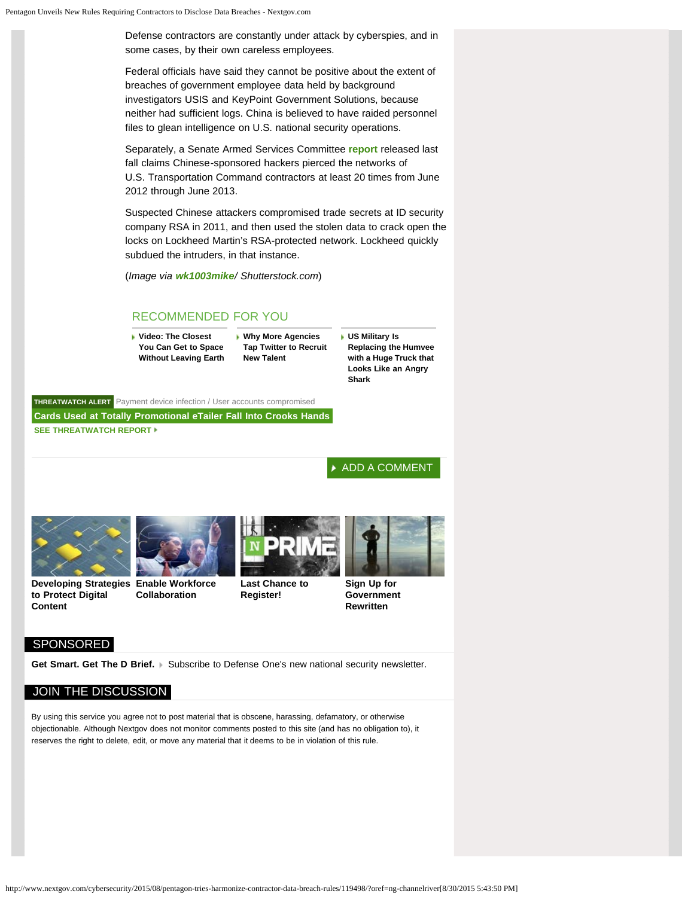Defense contractors are constantly under attack by cyberspies, and in some cases, by their own careless employees.

Federal officials have said they cannot be positive about the extent of breaches of government employee data held by background investigators USIS and KeyPoint Government Solutions, because neither had sufficient logs. China is believed to have raided personnel files to glean intelligence on U.S. national security operations.

Separately, a Senate Armed Services Committee **report** released last fall claims Chinese-sponsored hackers pierced the networks of U.S. Transportation Command contractors at least 20 times from June 2012 through June 2013.

Suspected Chinese attackers compromised trade secrets at ID security company RSA in 2011, and then used the stolen data to crack open the locks on Lockheed Martin's RSA-protected network. Lockheed quickly subdued the intruders, in that instance.

(*Image via* ***wk1003mike****/ Shutterstock.com*)

## RECOMMENDED FOR YOU

- **Video: The Closest You Can Get to Space Without Leaving Earth**
- **Why More Agencies Tap Twitter to Recruit New Talent**
- **US Military Is Replacing the Humvee with a Huge Truck that Looks Like an Angry Shark**

**THREATWATCH ALERT** Payment device infection / User accounts compromised

**Cards Used at Totally Promotional eTailer Fall Into Crooks Hands**

**SEE THREATWATCH REPORT**

ADD A COMMENT

**Developing Strategies to Protect Digital Content**

**Enable Workforce Collaboration**

**Last Chance to Register!**

**Sign Up for Government Rewritten**

## SPONSORED

**Get Smart. Get The D Brief.** Subscribe to Defense One's new national security newsletter.

## JOIN THE DISCUSSION

By using this service you agree not to post material that is obscene, harassing, defamatory, or otherwise objectionable. Although Nextgov does not monitor comments posted to this site (and has no obligation to), it reserves the right to delete, edit, or move any material that it deems to be in violation of this rule.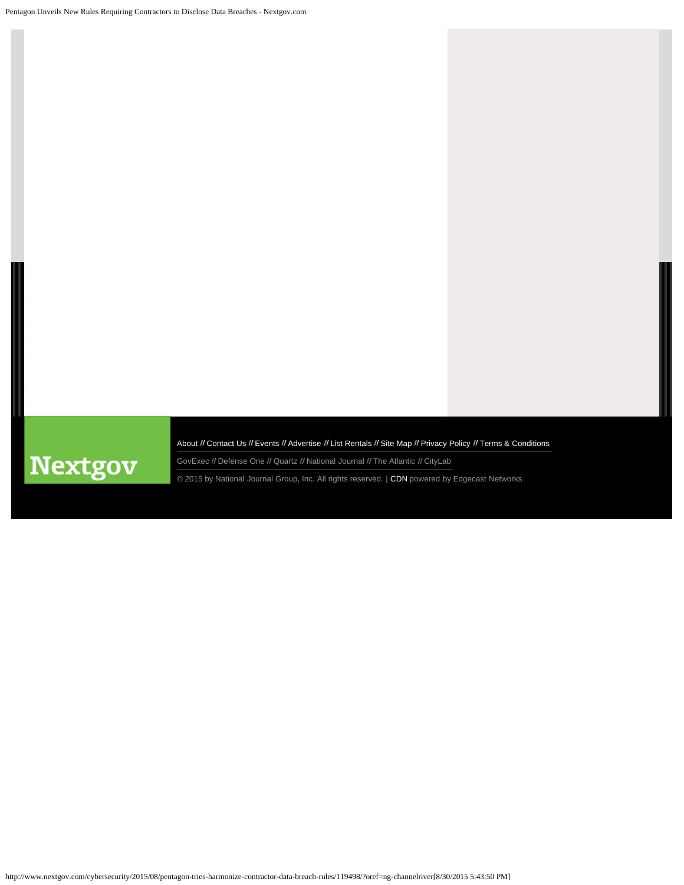Nextgov

About // Contact Us // Events // Advertise // List Rentals // Site Map // Privacy Policy // Terms & Conditions

GovExec // Defense One // Quartz // National Journal // The Atlantic // CityLab

© 2015 by National Journal Group, Inc. All rights reserved. | CDN powered by Edgecast Networks